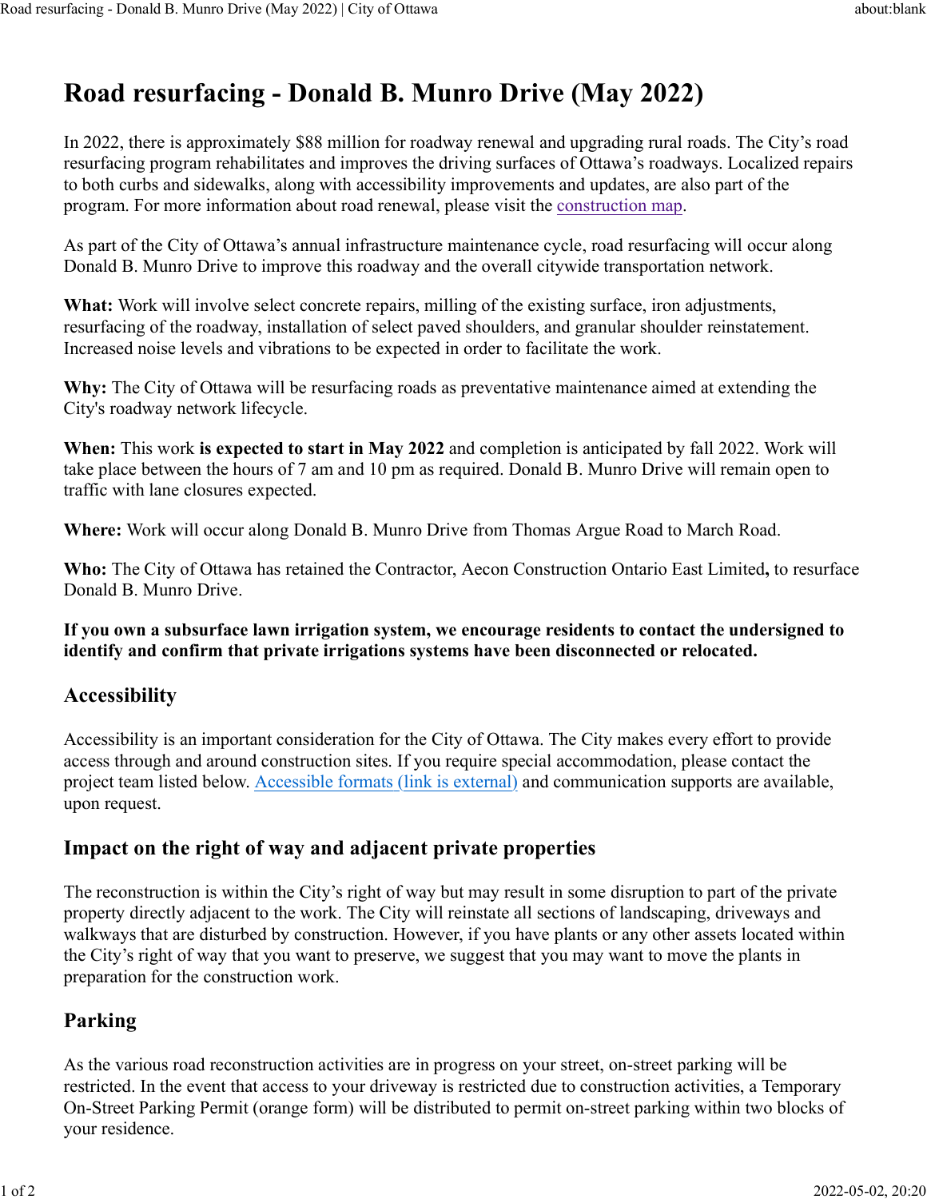# Road resurfacing - Donald B. Munro Drive (May 2022)

In 2022, there is approximately $88 million for roadway renewal and upgrading rural roads. The City's road resurfacing program rehabilitates and improves the driving surfaces of Ottawa's roadways. Localized repairs to both curbs and sidewalks, along with accessibility improvements and updates, are also part of the program. For more information about road renewal, please visit the construction map.

As part of the City of Ottawa's annual infrastructure maintenance cycle, road resurfacing will occur along Donald B. Munro Drive to improve this roadway and the overall citywide transportation network.

**What:** Work will involve select concrete repairs, milling of the existing surface, iron adjustments, resurfacing of the roadway, installation of select paved shoulders, and granular shoulder reinstatement. Increased noise levels and vibrations to be expected in order to facilitate the work.

**Why:** The City of Ottawa will be resurfacing roads as preventative maintenance aimed at extending the City's roadway network lifecycle.

**When:** This work **is expected to start in May 2022** and completion is anticipated by fall 2022. Work will take place between the hours of 7 am and 10 pm as required. Donald B. Munro Drive will remain open to traffic with lane closures expected.

**Where:** Work will occur along Donald B. Munro Drive from Thomas Argue Road to March Road.

**Who:** The City of Ottawa has retained the Contractor, Aecon Construction Ontario East Limited**,** to resurface Donald B. Munro Drive.

**If you own a subsurface lawn irrigation system, we encourage residents to contact the undersigned to identify and confirm that private irrigations systems have been disconnected or relocated.**

## Accessibility

Accessibility is an important consideration for the City of Ottawa. The City makes every effort to provide access through and around construction sites. If you require special accommodation, please contact the project team listed below. Accessible formats (link is external) and communication supports are available, upon request.

## Impact on the right of way and adjacent private properties

The reconstruction is within the City's right of way but may result in some disruption to part of the private property directly adjacent to the work. The City will reinstate all sections of landscaping, driveways and walkways that are disturbed by construction. However, if you have plants or any other assets located within the City's right of way that you want to preserve, we suggest that you may want to move the plants in preparation for the construction work.

## Parking

As the various road reconstruction activities are in progress on your street, on-street parking will be restricted. In the event that access to your driveway is restricted due to construction activities, a Temporary On-Street Parking Permit (orange form) will be distributed to permit on-street parking within two blocks of your residence.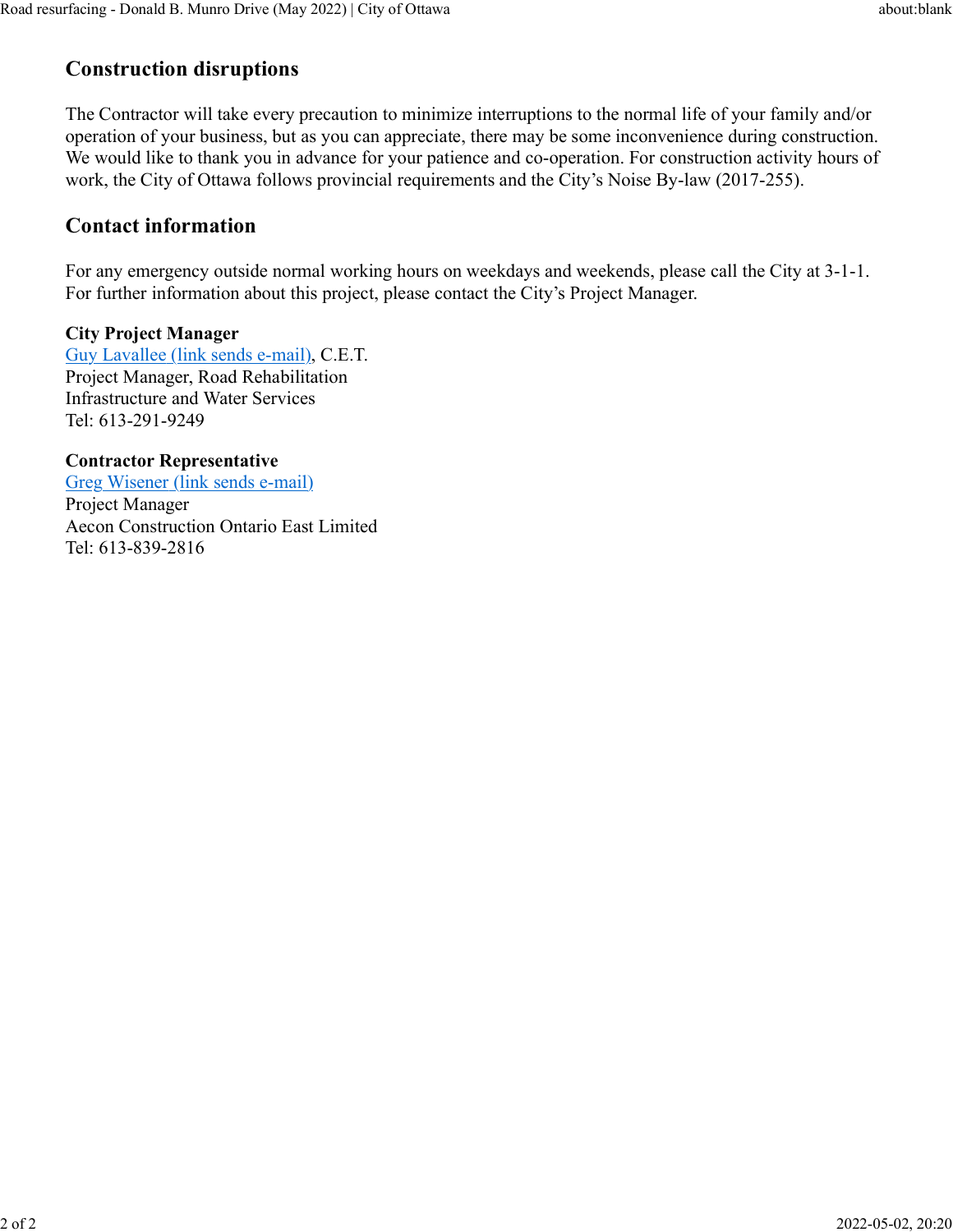## Construction disruptions

The Contractor will take every precaution to minimize interruptions to the normal life of your family and/or operation of your business, but as you can appreciate, there may be some inconvenience during construction. We would like to thank you in advance for your patience and co-operation. For construction activity hours of work, the City of Ottawa follows provincial requirements and the City's Noise By-law (2017-255).

## Contact information

For any emergency outside normal working hours on weekdays and weekends, please call the City at 3-1-1. For further information about this project, please contact the City's Project Manager.

**City Project Manager**
Guy Lavallee (link sends e-mail), C.E.T.
Project Manager, Road Rehabilitation
Infrastructure and Water Services
Tel: 613-291-9249

**Contractor Representative**
Greg Wisener (link sends e-mail)
Project Manager
Aecon Construction Ontario East Limited
Tel: 613-839-2816